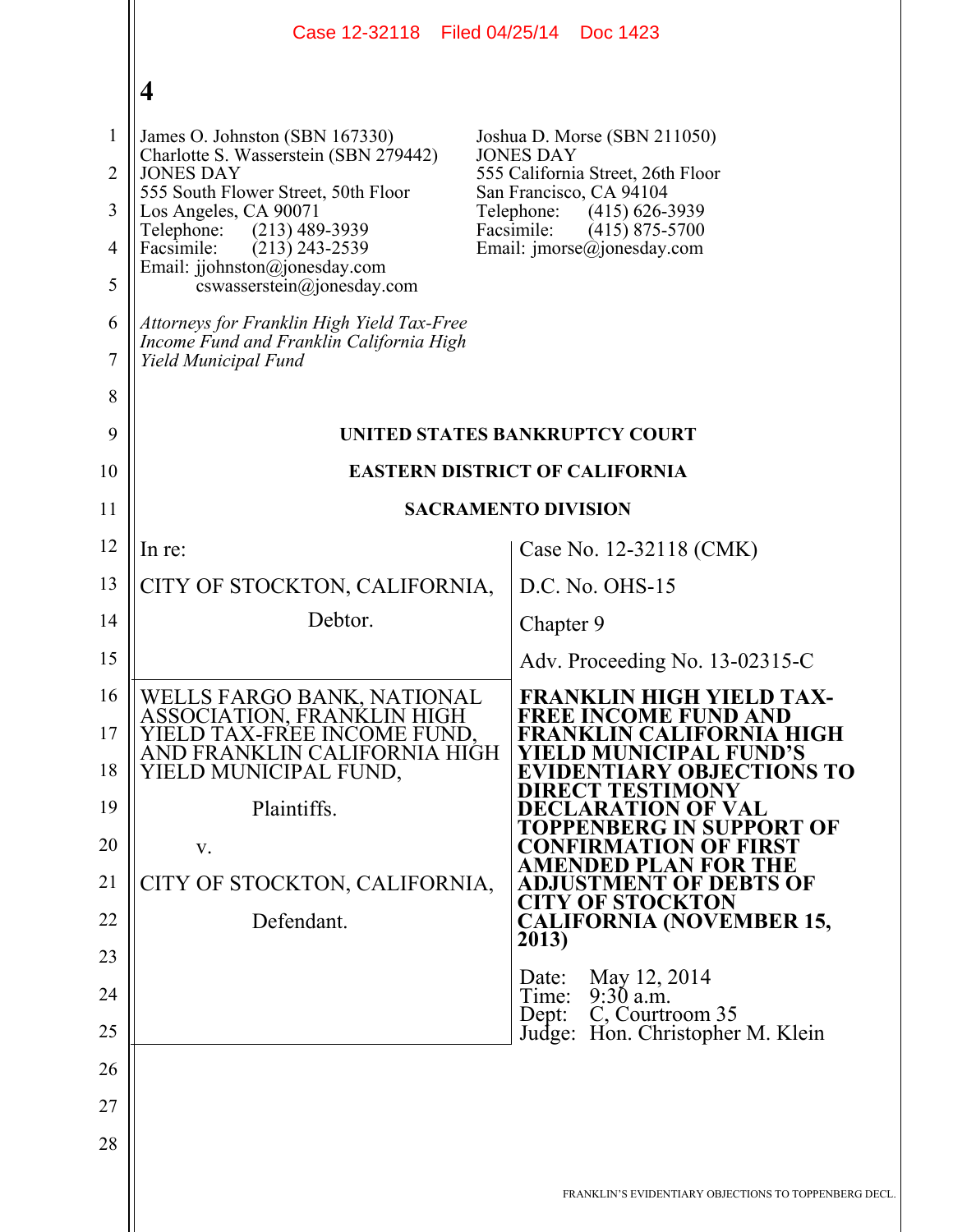4

James O. Johnston (SBN 167330)
Charlotte S. Wasserstein (SBN 279442)
JONES DAY
555 South Flower Street, 50th Floor
Los Angeles, CA 90071
Telephone: (213) 489-3939
Facsimile: (213) 243-2539
Email: jjohnston@jonesday.com
cswasserstein@jonesday.com

Joshua D. Morse (SBN 211050)
JONES DAY
555 California Street, 26th Floor
San Francisco, CA 94104
Telephone: (415) 626-3939
Facsimile: (415) 875-5700
Email: jmorse@jonesday.com

*Attorneys for Franklin High Yield Tax-Free Income Fund and Franklin California High Yield Municipal Fund*

**UNITED STATES BANKRUPTCY COURT**

**EASTERN DISTRICT OF CALIFORNIA**

**SACRAMENTO DIVISION**

| | |
|---|---|
| In re:<br><br>CITY OF STOCKTON, CALIFORNIA,<br><br>Debtor. | Case No. 12-32118 (CMK)<br><br>D.C. No. OHS-15<br><br>Chapter 9<br><br>Adv. Proceeding No. 13-02315-C |
| WELLS FARGO BANK, NATIONAL ASSOCIATION, FRANKLIN HIGH YIELD TAX-FREE INCOME FUND, AND FRANKLIN CALIFORNIA HIGH YIELD MUNICIPAL FUND,<br><br>Plaintiffs.<br><br>v.<br><br>CITY OF STOCKTON, CALIFORNIA,<br><br>Defendant. | **FRANKLIN HIGH YIELD TAX-FREE INCOME FUND AND FRANKLIN CALIFORNIA HIGH YIELD MUNICIPAL FUND'S EVIDENTIARY OBJECTIONS TO DIRECT TESTIMONY DECLARATION OF VAL TOPPENBERG IN SUPPORT OF CONFIRMATION OF FIRST AMENDED PLAN FOR THE ADJUSTMENT OF DEBTS OF CITY OF STOCKTON CALIFORNIA (NOVEMBER 15, 2013)**<br><br>Date: May 12, 2014<br>Time: 9:30 a.m.<br>Dept: C, Courtroom 35<br>Judge: Hon. Christopher M. Klein |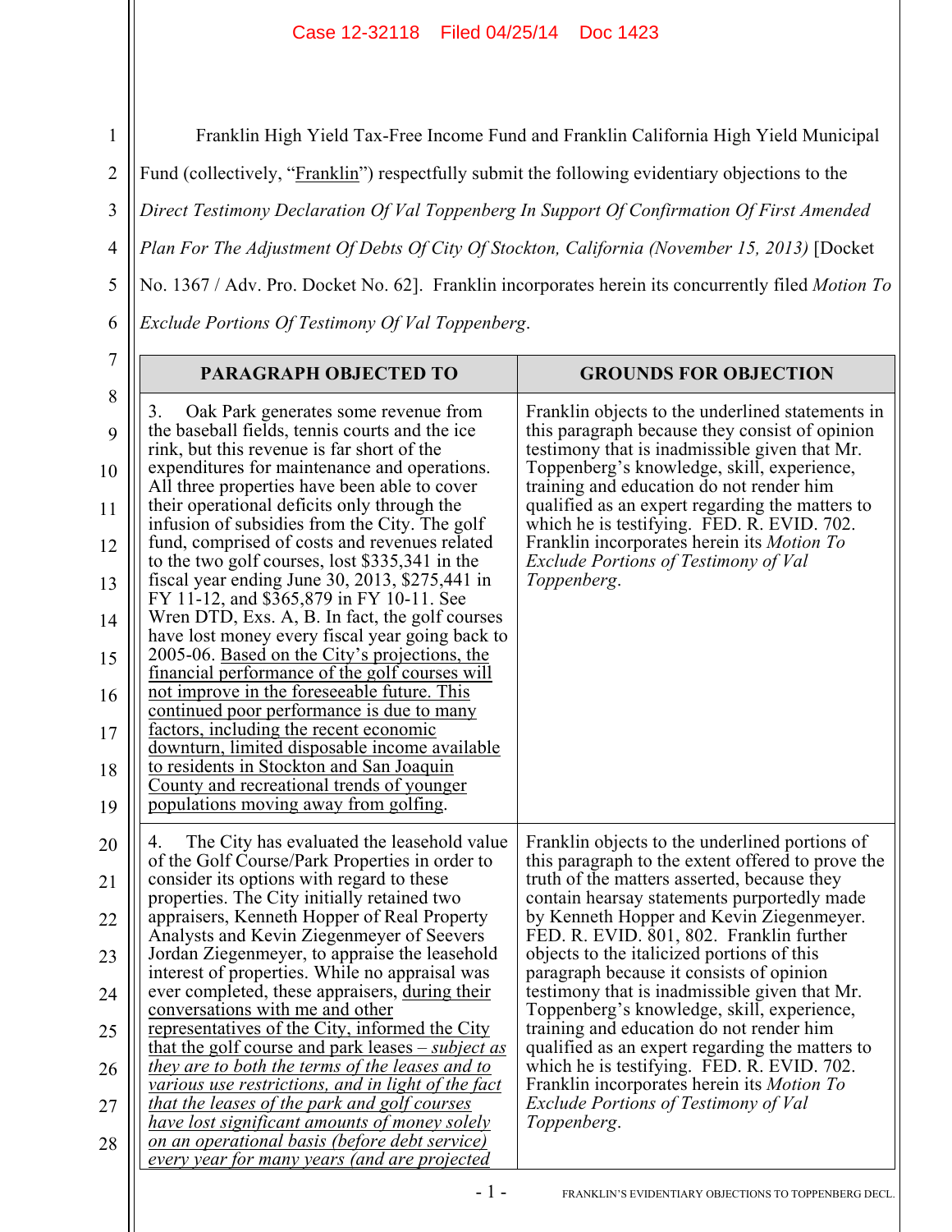Franklin High Yield Tax-Free Income Fund and Franklin California High Yield Municipal Fund (collectively, "Franklin") respectfully submit the following evidentiary objections to the *Direct Testimony Declaration Of Val Toppenberg In Support Of Confirmation Of First Amended Plan For The Adjustment Of Debts Of City Of Stockton, California (November 15, 2013)* [Docket No. 1367 / Adv. Pro. Docket No. 62]. Franklin incorporates herein its concurrently filed *Motion To Exclude Portions Of Testimony Of Val Toppenberg*.

| PARAGRAPH OBJECTED TO | GROUNDS FOR OBJECTION |
|---|---|
| 3. Oak Park generates some revenue from the baseball fields, tennis courts and the ice rink, but this revenue is far short of the expenditures for maintenance and operations. All three properties have been able to cover their operational deficits only through the infusion of subsidies from the City. The golf fund, comprised of costs and revenues related to the two golf courses, lost $335,341 in the fiscal year ending June 30, 2013, $275,441 in FY 11-12, and $365,879 in FY 10-11. See Wren DTD, Exs. A, B. In fact, the golf courses have lost money every fiscal year going back to 2005-06. <u>Based on the City's projections, the financial performance of the golf courses will not improve in the foreseeable future. This continued poor performance is due to many factors, including the recent economic downturn, limited disposable income available to residents in Stockton and San Joaquin County and recreational trends of younger populations moving away from golfing</u>. | Franklin objects to the underlined statements in this paragraph because they consist of opinion testimony that is inadmissible given that Mr. Toppenberg's knowledge, skill, experience, training and education do not render him qualified as an expert regarding the matters to which he is testifying. FED. R. EVID. 702. Franklin incorporates herein its *Motion To Exclude Portions of Testimony of Val Toppenberg*. |
| 4. The City has evaluated the leasehold value of the Golf Course/Park Properties in order to consider its options with regard to these properties. The City initially retained two appraisers, Kenneth Hopper of Real Property Analysts and Kevin Ziegenmeyer of Seevers Jordan Ziegenmeyer, to appraise the leasehold interest of properties. While no appraisal was ever completed, these appraisers, <u>during their conversations with me and other representatives of the City, informed the City that the golf course and park leases – *subject as they are to both the terms of the leases and to various use restrictions, and in light of the fact that the leases of the park and golf courses have lost significant amounts of money solely on an operational basis (before debt service) every year for many years (and are projected*</u> | Franklin objects to the underlined portions of this paragraph to the extent offered to prove the truth of the matters asserted, because they contain hearsay statements purportedly made by Kenneth Hopper and Kevin Ziegenmeyer. FED. R. EVID. 801, 802. Franklin further objects to the italicized portions of this paragraph because it consists of opinion testimony that is inadmissible given that Mr. Toppenberg's knowledge, skill, experience, training and education do not render him qualified as an expert regarding the matters to which he is testifying. FED. R. EVID. 702. Franklin incorporates herein its *Motion To Exclude Portions of Testimony of Val Toppenberg*. |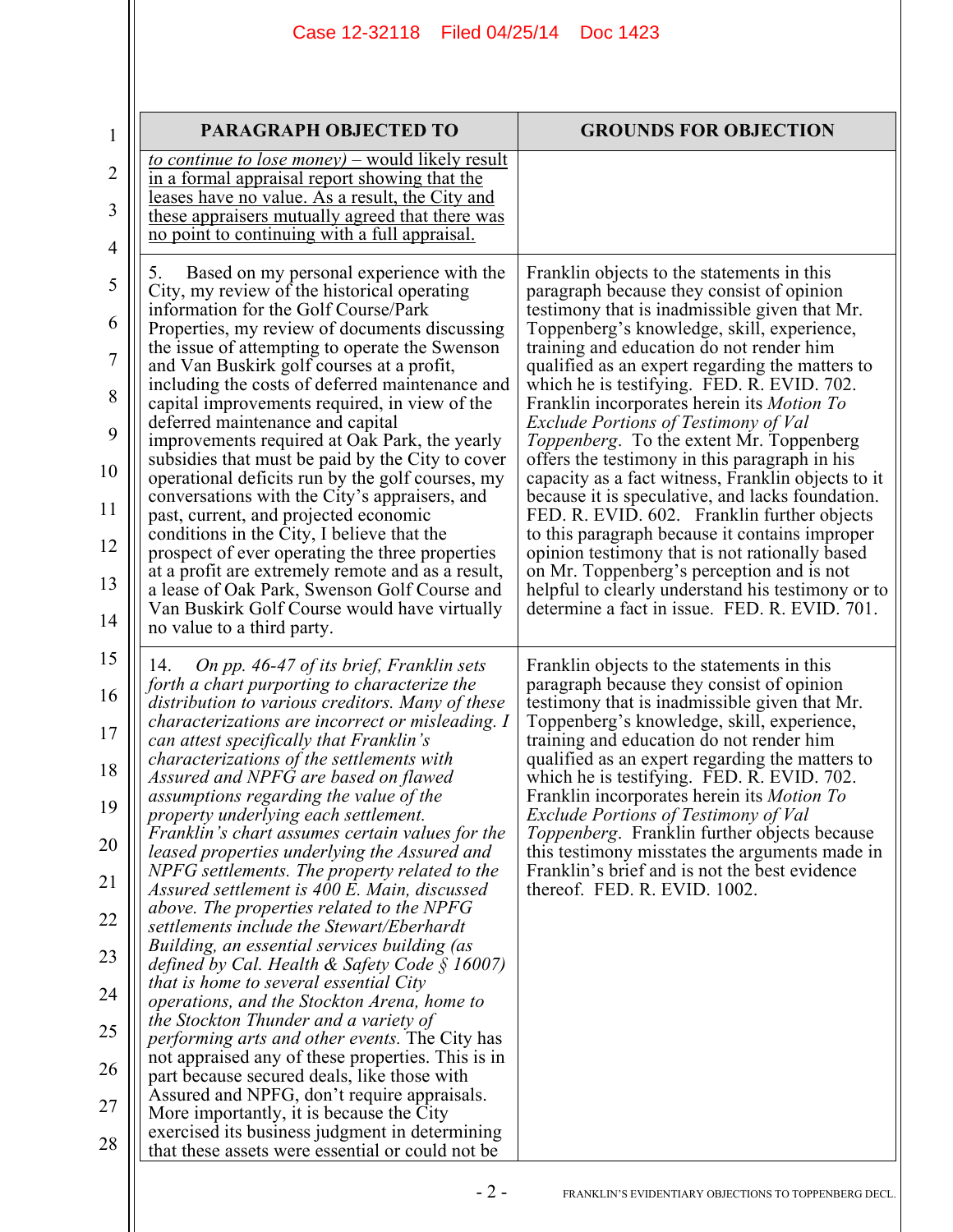| PARAGRAPH OBJECTED TO | GROUNDS FOR OBJECTION |
|---|---|
| *to continue to lose money)* – would likely result in a formal appraisal report showing that the leases have no value. As a result, the City and these appraisers mutually agreed that there was no point to continuing with a full appraisal. | |
| 5. Based on my personal experience with the City, my review of the historical operating information for the Golf Course/Park Properties, my review of documents discussing the issue of attempting to operate the Swenson and Van Buskirk golf courses at a profit, including the costs of deferred maintenance and capital improvements required, in view of the deferred maintenance and capital improvements required at Oak Park, the yearly subsidies that must be paid by the City to cover operational deficits run by the golf courses, my conversations with the City's appraisers, and past, current, and projected economic conditions in the City, I believe that the prospect of ever operating the three properties at a profit are extremely remote and as a result, a lease of Oak Park, Swenson Golf Course and Van Buskirk Golf Course would have virtually no value to a third party. | Franklin objects to the statements in this paragraph because they consist of opinion testimony that is inadmissible given that Mr. Toppenberg's knowledge, skill, experience, training and education do not render him qualified as an expert regarding the matters to which he is testifying. FED. R. EVID. 702. Franklin incorporates herein its *Motion To Exclude Portions of Testimony of Val Toppenberg*. To the extent Mr. Toppenberg offers the testimony in this paragraph in his capacity as a fact witness, Franklin objects to it because it is speculative, and lacks foundation. FED. R. EVID. 602. Franklin further objects to this paragraph because it contains improper opinion testimony that is not rationally based on Mr. Toppenberg's perception and is not helpful to clearly understand his testimony or to determine a fact in issue. FED. R. EVID. 701. |
| 14. *On pp. 46-47 of its brief, Franklin sets forth a chart purporting to characterize the distribution to various creditors. Many of these characterizations are incorrect or misleading. I can attest specifically that Franklin's characterizations of the settlements with Assured and NPFG are based on flawed assumptions regarding the value of the property underlying each settlement. Franklin's chart assumes certain values for the leased properties underlying the Assured and NPFG settlements. The property related to the Assured settlement is 400 E. Main, discussed above. The properties related to the NPFG settlements include the Stewart/Eberhardt Building, an essential services building (as defined by Cal. Health & Safety Code § 16007) that is home to several essential City operations, and the Stockton Arena, home to the Stockton Thunder and a variety of performing arts and other events.* The City has not appraised any of these properties. This is in part because secured deals, like those with Assured and NPFG, don't require appraisals. More importantly, it is because the City exercised its business judgment in determining that these assets were essential or could not be | Franklin objects to the statements in this paragraph because they consist of opinion testimony that is inadmissible given that Mr. Toppenberg's knowledge, skill, experience, training and education do not render him qualified as an expert regarding the matters to which he is testifying. FED. R. EVID. 702. Franklin incorporates herein its *Motion To Exclude Portions of Testimony of Val Toppenberg*. Franklin further objects because this testimony misstates the arguments made in Franklin's brief and is not the best evidence thereof. FED. R. EVID. 1002. |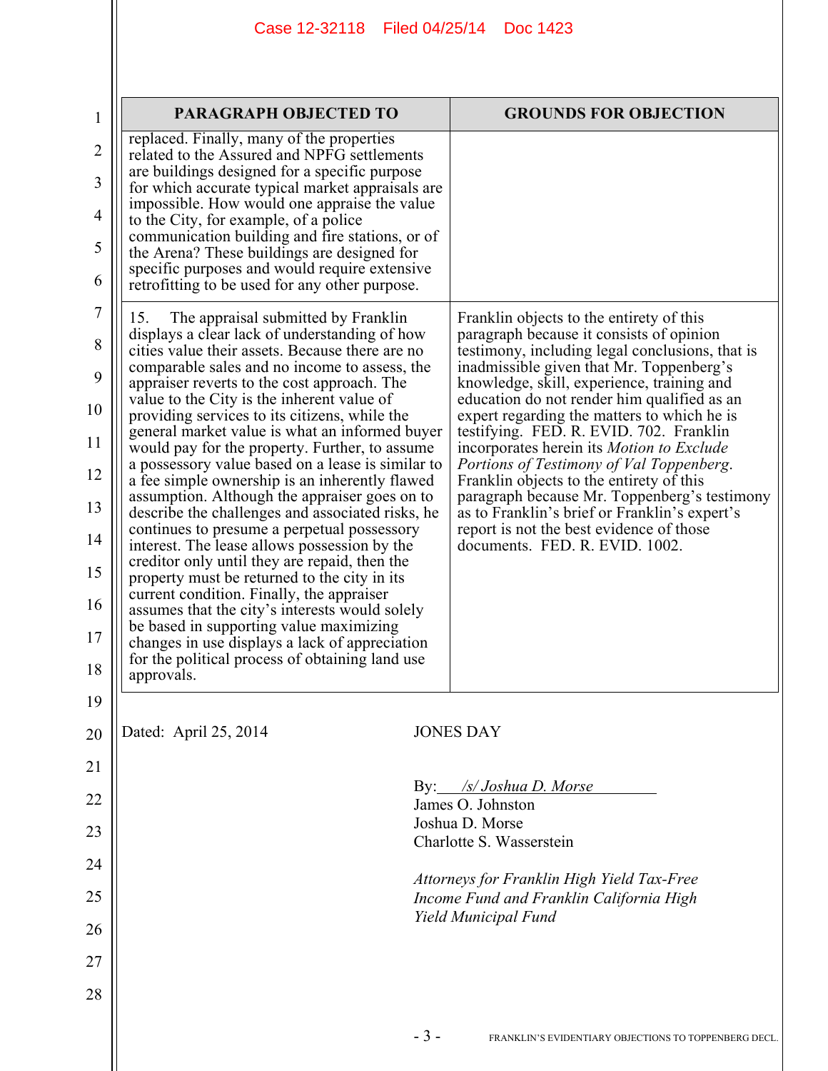| PARAGRAPH OBJECTED TO | GROUNDS FOR OBJECTION |
|---|---|
| replaced. Finally, many of the properties related to the Assured and NPFG settlements are buildings designed for a specific purpose for which accurate typical market appraisals are impossible. How would one appraise the value to the City, for example, of a police communication building and fire stations, or of the Arena? These buildings are designed for specific purposes and would require extensive retrofitting to be used for any other purpose. | |
| 15. The appraisal submitted by Franklin displays a clear lack of understanding of how cities value their assets. Because there are no comparable sales and no income to assess, the appraiser reverts to the cost approach. The value to the City is the inherent value of providing services to its citizens, while the general market value is what an informed buyer would pay for the property. Further, to assume a possessory value based on a lease is similar to a fee simple ownership is an inherently flawed assumption. Although the appraiser goes on to describe the challenges and associated risks, he continues to presume a perpetual possessory interest. The lease allows possession by the creditor only until they are repaid, then the property must be returned to the city in its current condition. Finally, the appraiser assumes that the city's interests would solely be based in supporting value maximizing changes in use displays a lack of appreciation for the political process of obtaining land use approvals. | Franklin objects to the entirety of this paragraph because it consists of opinion testimony, including legal conclusions, that is inadmissible given that Mr. Toppenberg's knowledge, skill, experience, training and education do not render him qualified as an expert regarding the matters to which he is testifying. FED. R. EVID. 702. Franklin incorporates herein its *Motion to Exclude Portions of Testimony of Val Toppenberg*. Franklin objects to the entirety of this paragraph because Mr. Toppenberg's testimony as to Franklin's brief or Franklin's expert's report is not the best evidence of those documents. FED. R. EVID. 1002. |

Dated: April 25, 2014

JONES DAY

By: */s/ Joshua D. Morse*
James O. Johnston
Joshua D. Morse
Charlotte S. Wasserstein

*Attorneys for Franklin High Yield Tax-Free Income Fund and Franklin California High Yield Municipal Fund*